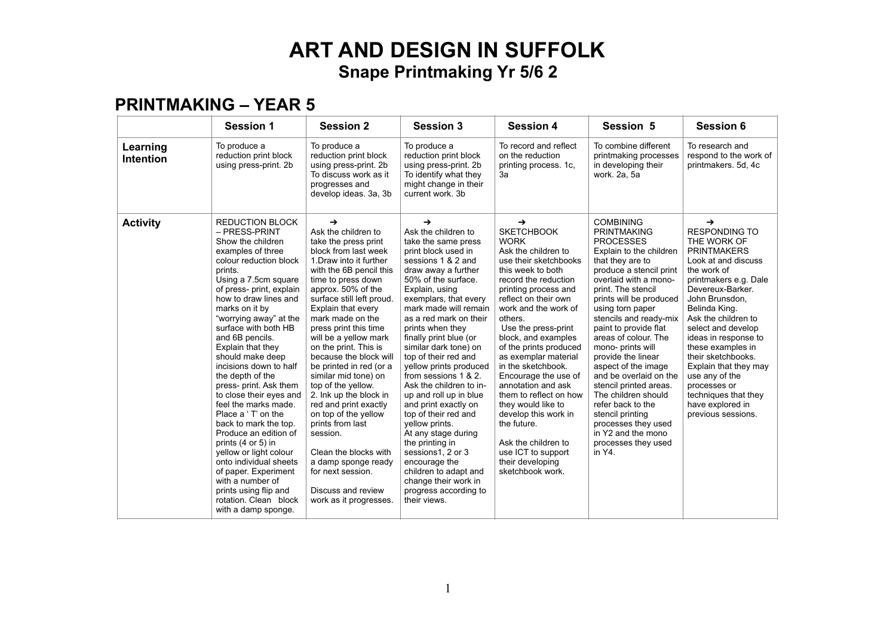# ART AND DESIGN IN SUFFOLK

## Snape Printmaking Yr 5/6 2

## PRINTMAKING – YEAR 5

| | Session 1 | Session 2 | Session 3 | Session 4 | Session 5 | Session 6 |
|---|---|---|---|---|---|---|
| **Learning Intention** | To produce a reduction print block using press-print. 2b | To produce a reduction print block using press-print. 2b To discuss work as it progresses and develop ideas. 3a, 3b | To produce a reduction print block using press-print. 2b To identify what they might change in their current work. 3b | To record and reflect on the reduction printing process. 1c, 3a | To combine different printmaking processes in developing their work. 2a, 5a | To research and respond to the work of printmakers. 5d, 4c |
| **Activity** | REDUCTION BLOCK – PRESS-PRINT Show the children examples of three colour reduction block prints. Using a 7.5cm square of press- print, explain how to draw lines and marks on it by "worrying away" at the surface with both HB and 6B pencils. Explain that they should make deep incisions down to half the depth of the press- print. Ask them to close their eyes and feel the marks made. Place a ' T' on the back to mark the top. Produce an edition of prints (4 or 5) in yellow or light colour onto individual sheets of paper. Experiment with a number of prints using flip and rotation. Clean block with a damp sponge. | ➔ Ask the children to take the press print block from last week 1.Draw into it further with the 6B pencil this time to press down approx. 50% of the surface still left proud. Explain that every mark made on the press print this time will be a yellow mark on the print. This is because the block will be printed in red (or a similar mid tone) on top of the yellow. 2. Ink up the block in red and print exactly on top of the yellow prints from last session. Clean the blocks with a damp sponge ready for next session. Discuss and review work as it progresses. | ➔ Ask the children to take the same press print block used in sessions 1 & 2 and draw away a further 50% of the surface. Explain, using exemplars, that every mark made will remain as a red mark on their prints when they finally print blue (or similar dark tone) on top of their red and yellow prints produced from sessions 1 & 2. Ask the children to in-up and roll up in blue and print exactly on top of their red and yellow prints. At any stage during the printing in sessions1, 2 or 3 encourage the children to adapt and change their work in progress according to their views. | ➔ SKETCHBOOK WORK Ask the children to use their sketchbooks this week to both record the reduction printing process and reflect on their own work and the work of others. Use the press-print block, and examples of the prints produced as exemplar material in the sketchbook. Encourage the use of annotation and ask them to reflect on how they would like to develop this work in the future. Ask the children to use ICT to support their developing sketchbook work. | COMBINING PRINTMAKING PROCESSES Explain to the children that they are to produce a stencil print overlaid with a mono-print. The stencil prints will be produced using torn paper stencils and ready-mix paint to provide flat areas of colour. The mono- prints will provide the linear aspect of the image and be overlaid on the stencil printed areas. The children should refer back to the stencil printing processes they used in Y2 and the mono processes they used in Y4. | ➔ RESPONDING TO THE WORK OF PRINTMAKERS Look at and discuss the work of printmakers e.g. Dale Devereux-Barker. John Brunsdon, Belinda King. Ask the children to select and develop ideas in response to these examples in their sketchbooks. Explain that they may use any of the processes or techniques that they have explored in previous sessions. |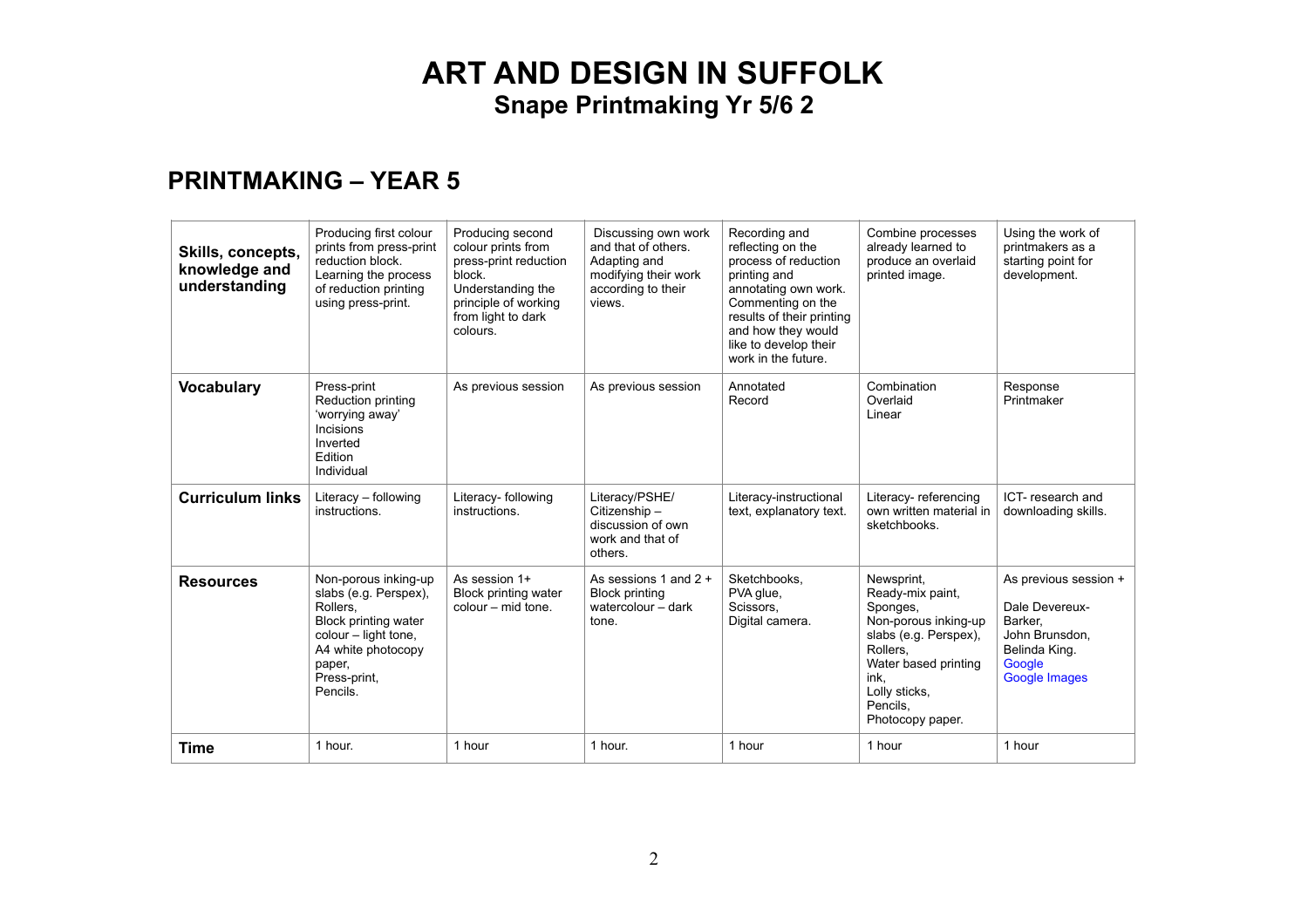# ART AND DESIGN IN SUFFOLK
## Snape Printmaking Yr 5/6 2

## PRINTMAKING – YEAR 5

| **Skills, concepts, knowledge and understanding** | Producing first colour prints from press-print reduction block. Learning the process of reduction printing using press-print. | Producing second colour prints from press-print reduction block. Understanding the principle of working from light to dark colours. | Discussing own work and that of others. Adapting and modifying their work according to their views. | Recording and reflecting on the process of reduction printing and annotating own work. Commenting on the results of their printing and how they would like to develop their work in the future. | Combine processes already learned to produce an overlaid printed image. | Using the work of printmakers as a starting point for development. |
|---|---|---|---|---|---|---|
| **Vocabulary** | Press-print<br>Reduction printing<br>'worrying away'<br>Incisions<br>Inverted<br>Edition<br>Individual | As previous session | As previous session | Annotated<br>Record | Combination<br>Overlaid<br>Linear | Response<br>Printmaker |
| **Curriculum links** | Literacy – following instructions. | Literacy- following instructions. | Literacy/PSHE/ Citizenship – discussion of own work and that of others. | Literacy-instructional text, explanatory text. | Literacy- referencing own written material in sketchbooks. | ICT- research and downloading skills. |
| **Resources** | Non-porous inking-up slabs (e.g. Perspex),<br>Rollers,<br>Block printing water colour – light tone,<br>A4 white photocopy paper,<br>Press-print,<br>Pencils. | As session 1+<br>Block printing water colour – mid tone. | As sessions 1 and 2 +<br>Block printing watercolour – dark tone. | Sketchbooks,<br>PVA glue,<br>Scissors,<br>Digital camera. | Newsprint,<br>Ready-mix paint,<br>Sponges,<br>Non-porous inking-up slabs (e.g. Perspex),<br>Rollers,<br>Water based printing ink,<br>Lolly sticks,<br>Pencils,<br>Photocopy paper. | As previous session +<br><br>Dale Devereux-Barker,<br>John Brunsdon,<br>Belinda King.<br>Google<br>Google Images |
| **Time** | 1 hour. | 1 hour | 1 hour. | 1 hour | 1 hour | 1 hour |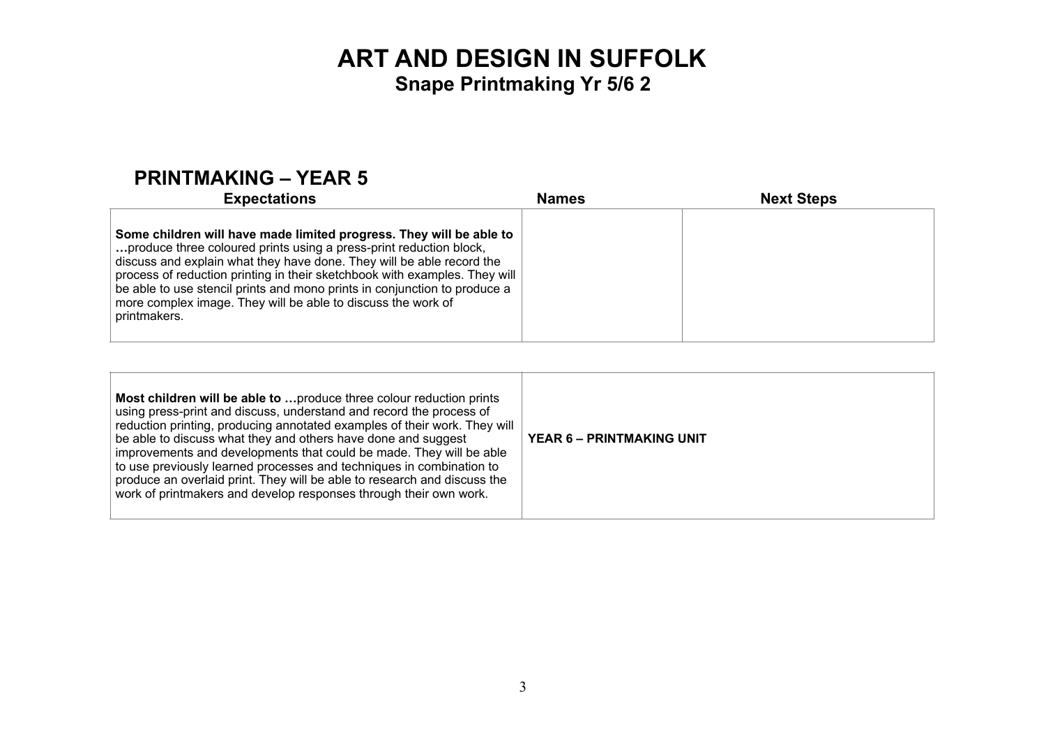# ART AND DESIGN IN SUFFOLK
## Snape Printmaking Yr 5/6 2

## PRINTMAKING – YEAR 5

| Expectations | Names | Next Steps |
|---|---|---|
| **Some children will have made limited progress. They will be able to …**produce three coloured prints using a press-print reduction block, discuss and explain what they have done. They will be able record the process of reduction printing in their sketchbook with examples. They will be able to use stencil prints and mono prints in conjunction to produce a more complex image. They will be able to discuss the work of printmakers. | | |

| | |
|---|---|
| **Most children will be able to …**produce three colour reduction prints using press-print and discuss, understand and record the process of reduction printing, producing annotated examples of their work. They will be able to discuss what they and others have done and suggest improvements and developments that could be made. They will be able to use previously learned processes and techniques in combination to produce an overlaid print. They will be able to research and discuss the work of printmakers and develop responses through their own work. | **YEAR 6 – PRINTMAKING UNIT** |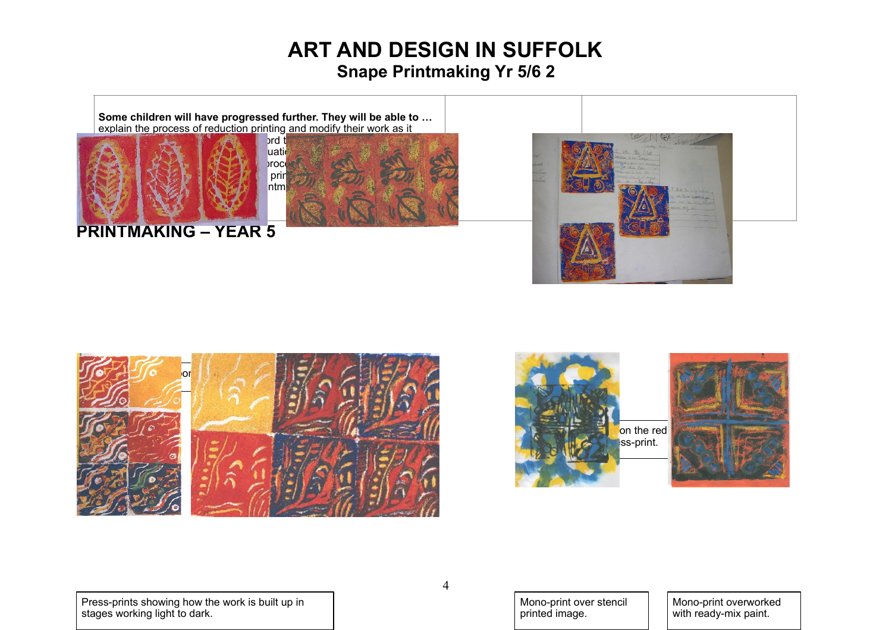# ART AND DESIGN IN SUFFOLK

## Snape Printmaking Yr 5/6 2

**Some children will have progressed further. They will be able to …**
explain the process of reduction printing and modify their work as it

## PRINTMAKING – YEAR 5

Press-prints showing how the work is built up in stages working light to dark.

Mono-print over stencil printed image.

Mono-print overworked with ready-mix paint.